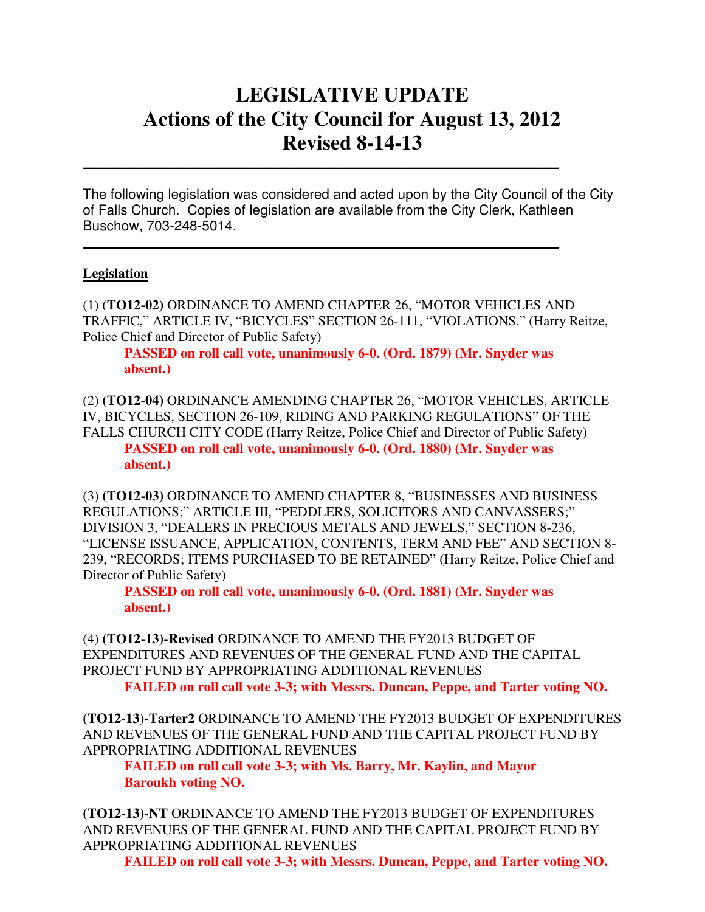# LEGISLATIVE UPDATE
# Actions of the City Council for August 13, 2012
# Revised 8-14-13

---

The following legislation was considered and acted upon by the City Council of the City of Falls Church. Copies of legislation are available from the City Clerk, Kathleen Buschow, 703-248-5014.

---

**Legislation**

(1) (**TO12-02**) ORDINANCE TO AMEND CHAPTER 26, "MOTOR VEHICLES AND TRAFFIC," ARTICLE IV, "BICYCLES" SECTION 26-111, "VIOLATIONS." (Harry Reitze, Police Chief and Director of Public Safety)

> **PASSED on roll call vote, unanimously 6-0. (Ord. 1879) (Mr. Snyder was absent.)**

(2) **(TO12-04)** ORDINANCE AMENDING CHAPTER 26, "MOTOR VEHICLES, ARTICLE IV, BICYCLES, SECTION 26-109, RIDING AND PARKING REGULATIONS" OF THE FALLS CHURCH CITY CODE (Harry Reitze, Police Chief and Director of Public Safety)

> **PASSED on roll call vote, unanimously 6-0. (Ord. 1880) (Mr. Snyder was absent.)**

(3) **(TO12-03)** ORDINANCE TO AMEND CHAPTER 8, "BUSINESSES AND BUSINESS REGULATIONS;" ARTICLE III, "PEDDLERS, SOLICITORS AND CANVASSERS;" DIVISION 3, "DEALERS IN PRECIOUS METALS AND JEWELS," SECTION 8-236, "LICENSE ISSUANCE, APPLICATION, CONTENTS, TERM AND FEE" AND SECTION 8-239, "RECORDS; ITEMS PURCHASED TO BE RETAINED" (Harry Reitze, Police Chief and Director of Public Safety)

> **PASSED on roll call vote, unanimously 6-0. (Ord. 1881) (Mr. Snyder was absent.)**

(4) **(TO12-13)-Revised** ORDINANCE TO AMEND THE FY2013 BUDGET OF EXPENDITURES AND REVENUES OF THE GENERAL FUND AND THE CAPITAL PROJECT FUND BY APPROPRIATING ADDITIONAL REVENUES

> **FAILED on roll call vote 3-3; with Messrs. Duncan, Peppe, and Tarter voting NO.**

**(TO12-13)-Tarter2** ORDINANCE TO AMEND THE FY2013 BUDGET OF EXPENDITURES AND REVENUES OF THE GENERAL FUND AND THE CAPITAL PROJECT FUND BY APPROPRIATING ADDITIONAL REVENUES

> **FAILED on roll call vote 3-3; with Ms. Barry, Mr. Kaylin, and Mayor Baroukh voting NO.**

**(TO12-13)-NT** ORDINANCE TO AMEND THE FY2013 BUDGET OF EXPENDITURES AND REVENUES OF THE GENERAL FUND AND THE CAPITAL PROJECT FUND BY APPROPRIATING ADDITIONAL REVENUES

> **FAILED on roll call vote 3-3; with Messrs. Duncan, Peppe, and Tarter voting NO.**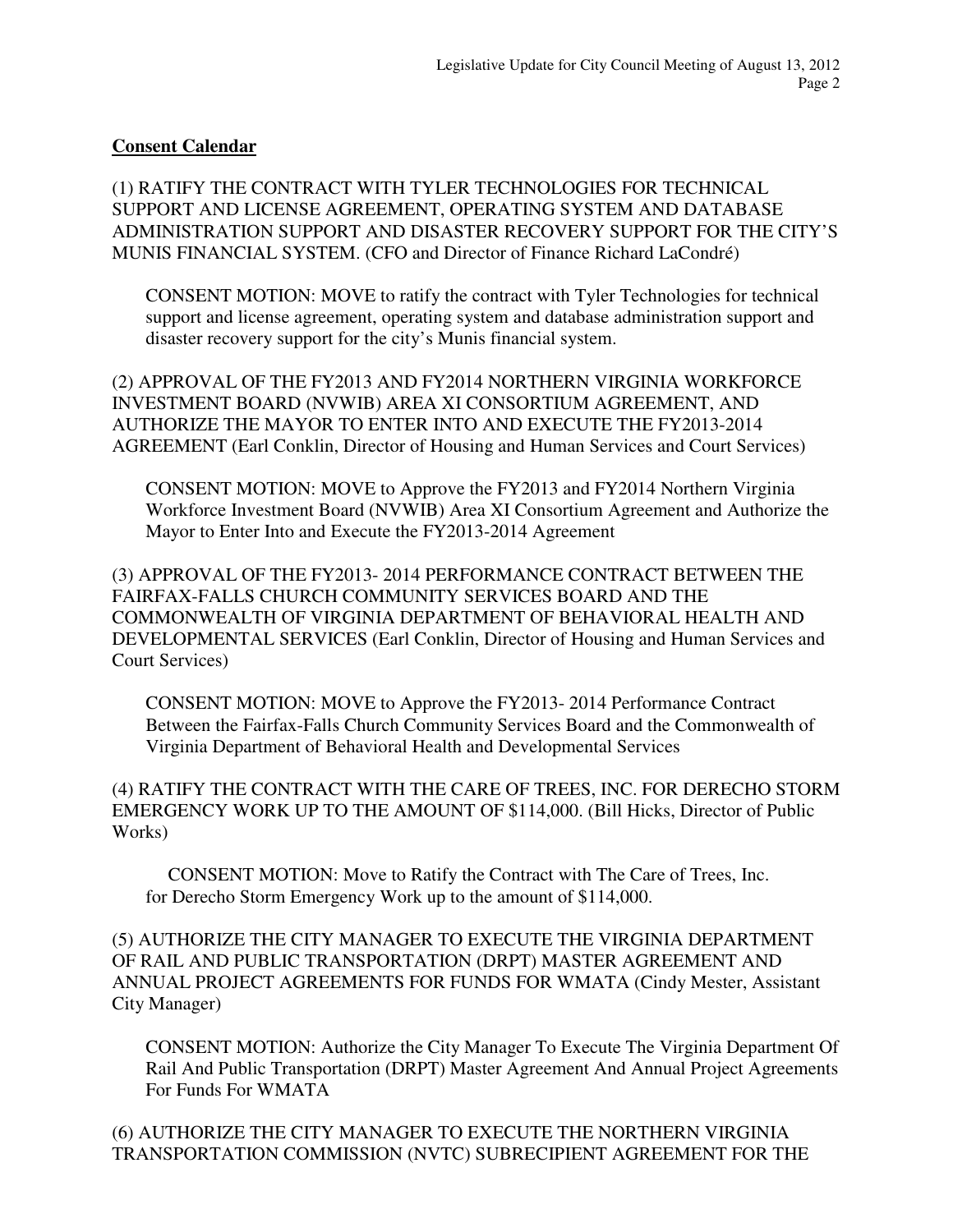**Consent Calendar**

(1) RATIFY THE CONTRACT WITH TYLER TECHNOLOGIES FOR TECHNICAL SUPPORT AND LICENSE AGREEMENT, OPERATING SYSTEM AND DATABASE ADMINISTRATION SUPPORT AND DISASTER RECOVERY SUPPORT FOR THE CITY'S MUNIS FINANCIAL SYSTEM. (CFO and Director of Finance Richard LaCondré)

> CONSENT MOTION: MOVE to ratify the contract with Tyler Technologies for technical support and license agreement, operating system and database administration support and disaster recovery support for the city's Munis financial system.

(2) APPROVAL OF THE FY2013 AND FY2014 NORTHERN VIRGINIA WORKFORCE INVESTMENT BOARD (NVWIB) AREA XI CONSORTIUM AGREEMENT, AND AUTHORIZE THE MAYOR TO ENTER INTO AND EXECUTE THE FY2013-2014 AGREEMENT (Earl Conklin, Director of Housing and Human Services and Court Services)

> CONSENT MOTION: MOVE to Approve the FY2013 and FY2014 Northern Virginia Workforce Investment Board (NVWIB) Area XI Consortium Agreement and Authorize the Mayor to Enter Into and Execute the FY2013-2014 Agreement

(3) APPROVAL OF THE FY2013- 2014 PERFORMANCE CONTRACT BETWEEN THE FAIRFAX-FALLS CHURCH COMMUNITY SERVICES BOARD AND THE COMMONWEALTH OF VIRGINIA DEPARTMENT OF BEHAVIORAL HEALTH AND DEVELOPMENTAL SERVICES (Earl Conklin, Director of Housing and Human Services and Court Services)

> CONSENT MOTION: MOVE to Approve the FY2013- 2014 Performance Contract Between the Fairfax-Falls Church Community Services Board and the Commonwealth of Virginia Department of Behavioral Health and Developmental Services

(4) RATIFY THE CONTRACT WITH THE CARE OF TREES, INC. FOR DERECHO STORM EMERGENCY WORK UP TO THE AMOUNT OF $114,000. (Bill Hicks, Director of Public Works)

> CONSENT MOTION: Move to Ratify the Contract with The Care of Trees, Inc. for Derecho Storm Emergency Work up to the amount of $114,000.

(5) AUTHORIZE THE CITY MANAGER TO EXECUTE THE VIRGINIA DEPARTMENT OF RAIL AND PUBLIC TRANSPORTATION (DRPT) MASTER AGREEMENT AND ANNUAL PROJECT AGREEMENTS FOR FUNDS FOR WMATA (Cindy Mester, Assistant City Manager)

> CONSENT MOTION: Authorize the City Manager To Execute The Virginia Department Of Rail And Public Transportation (DRPT) Master Agreement And Annual Project Agreements For Funds For WMATA

(6) AUTHORIZE THE CITY MANAGER TO EXECUTE THE NORTHERN VIRGINIA TRANSPORTATION COMMISSION (NVTC) SUBRECIPIENT AGREEMENT FOR THE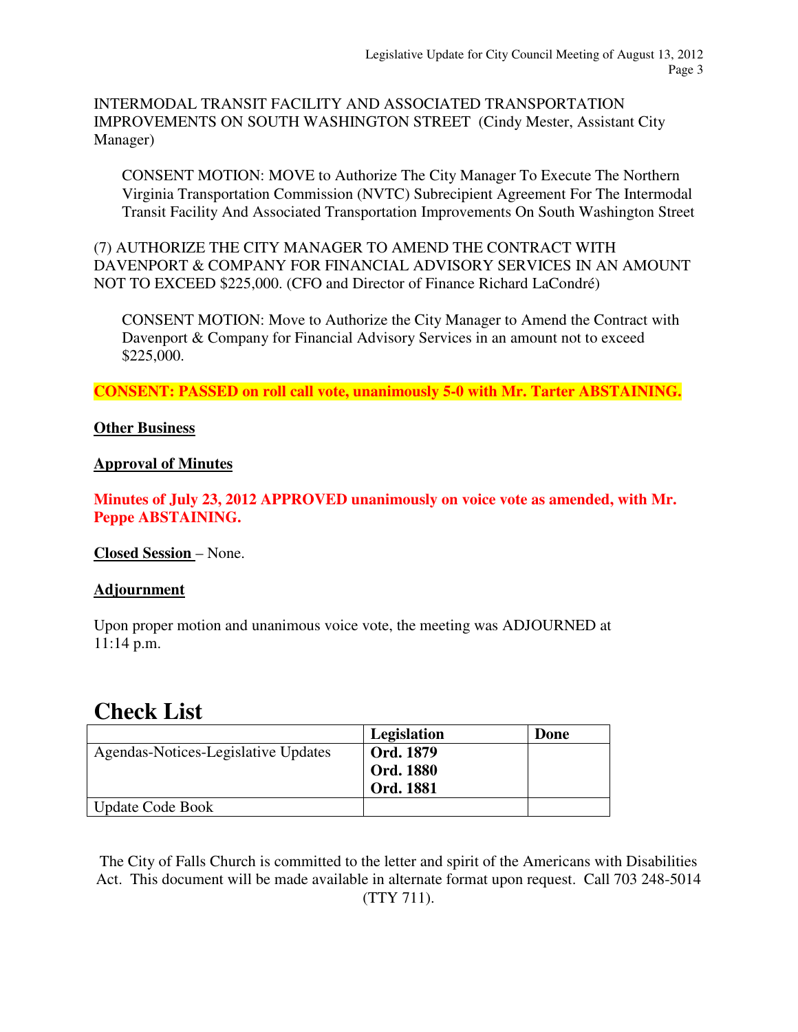INTERMODAL TRANSIT FACILITY AND ASSOCIATED TRANSPORTATION IMPROVEMENTS ON SOUTH WASHINGTON STREET (Cindy Mester, Assistant City Manager)

CONSENT MOTION: MOVE to Authorize The City Manager To Execute The Northern Virginia Transportation Commission (NVTC) Subrecipient Agreement For The Intermodal Transit Facility And Associated Transportation Improvements On South Washington Street

(7) AUTHORIZE THE CITY MANAGER TO AMEND THE CONTRACT WITH DAVENPORT & COMPANY FOR FINANCIAL ADVISORY SERVICES IN AN AMOUNT NOT TO EXCEED $225,000. (CFO and Director of Finance Richard LaCondré)

CONSENT MOTION: Move to Authorize the City Manager to Amend the Contract with Davenport & Company for Financial Advisory Services in an amount not to exceed $225,000.

**CONSENT: PASSED on roll call vote, unanimously 5-0 with Mr. Tarter ABSTAINING.**

**Other Business**

**Approval of Minutes**

**Minutes of July 23, 2012 APPROVED unanimously on voice vote as amended, with Mr. Peppe ABSTAINING.**

**Closed Session** – None.

**Adjournment**

Upon proper motion and unanimous voice vote, the meeting was ADJOURNED at 11:14 p.m.

# Check List

| | Legislation | Done |
|---|---|---|
| Agendas-Notices-Legislative Updates | **Ord. 1879**<br>**Ord. 1880**<br>**Ord. 1881** | |
| Update Code Book | | |

The City of Falls Church is committed to the letter and spirit of the Americans with Disabilities Act. This document will be made available in alternate format upon request. Call 703 248-5014 (TTY 711).